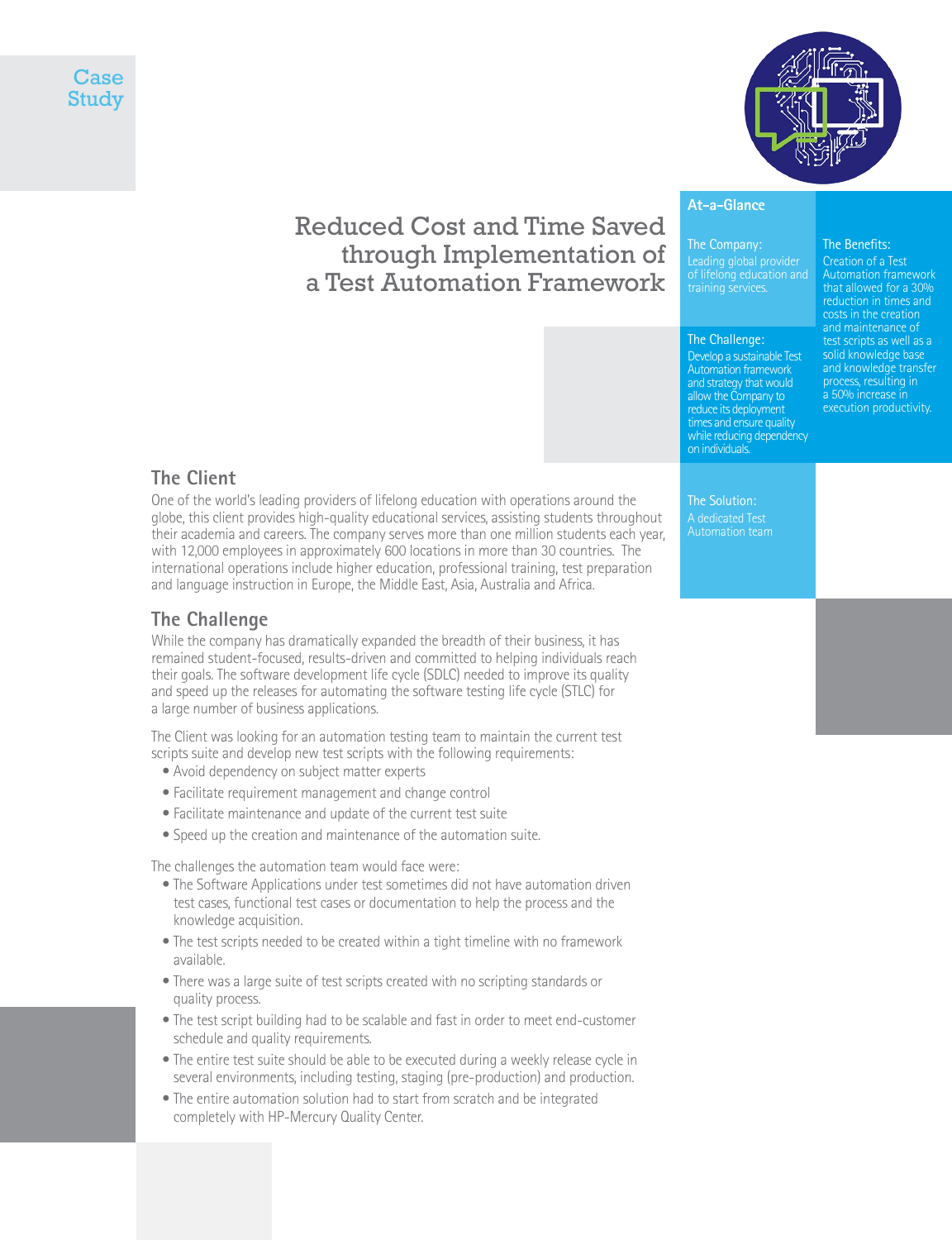Case Study

# Reduced Cost and Time Saved through Implementation of a Test Automation Framework

**At-a-Glance**

**The Company:**
Leading global provider of lifelong education and training services.

**The Challenge:**
Develop a sustainable Test Automation framework and strategy that would allow the Company to reduce its deployment times and ensure quality while reducing dependency on individuals.

**The Solution:**
A dedicated Test Automation team

**The Benefits:**
Creation of a Test Automation framework that allowed for a 30% reduction in times and costs in the creation and maintenance of test scripts as well as a solid knowledge base and knowledge transfer process, resulting in a 50% increase in execution productivity.

## The Client

One of the world's leading providers of lifelong education with operations around the globe, this client provides high-quality educational services, assisting students throughout their academia and careers. The company serves more than one million students each year, with 12,000 employees in approximately 600 locations in more than 30 countries. The international operations include higher education, professional training, test preparation and language instruction in Europe, the Middle East, Asia, Australia and Africa.

## The Challenge

While the company has dramatically expanded the breadth of their business, it has remained student-focused, results-driven and committed to helping individuals reach their goals. The software development life cycle (SDLC) needed to improve its quality and speed up the releases for automating the software testing life cycle (STLC) for a large number of business applications.

The Client was looking for an automation testing team to maintain the current test scripts suite and develop new test scripts with the following requirements:

- Avoid dependency on subject matter experts
- Facilitate requirement management and change control
- Facilitate maintenance and update of the current test suite
- Speed up the creation and maintenance of the automation suite.

The challenges the automation team would face were:

- The Software Applications under test sometimes did not have automation driven test cases, functional test cases or documentation to help the process and the knowledge acquisition.
- The test scripts needed to be created within a tight timeline with no framework available.
- There was a large suite of test scripts created with no scripting standards or quality process.
- The test script building had to be scalable and fast in order to meet end-customer schedule and quality requirements.
- The entire test suite should be able to be executed during a weekly release cycle in several environments, including testing, staging (pre-production) and production.
- The entire automation solution had to start from scratch and be integrated completely with HP-Mercury Quality Center.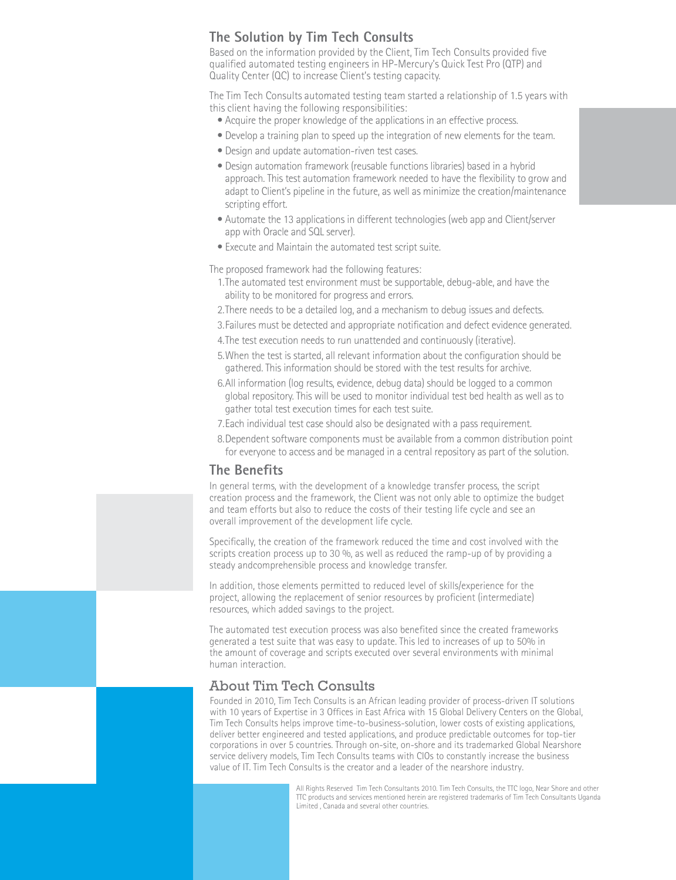## The Solution by Tim Tech Consults

Based on the information provided by the Client, Tim Tech Consults provided five qualified automated testing engineers in HP-Mercury's Quick Test Pro (QTP) and Quality Center (QC) to increase Client's testing capacity.

The Tim Tech Consults automated testing team started a relationship of 1.5 years with this client having the following responsibilities:

- Acquire the proper knowledge of the applications in an effective process.
- Develop a training plan to speed up the integration of new elements for the team.
- Design and update automation-riven test cases.
- Design automation framework (reusable functions libraries) based in a hybrid approach. This test automation framework needed to have the flexibility to grow and adapt to Client's pipeline in the future, as well as minimize the creation/maintenance scripting effort.
- Automate the 13 applications in different technologies (web app and Client/server app with Oracle and SQL server).
- Execute and Maintain the automated test script suite.

The proposed framework had the following features:

1. The automated test environment must be supportable, debug-able, and have the ability to be monitored for progress and errors.
2. There needs to be a detailed log, and a mechanism to debug issues and defects.
3. Failures must be detected and appropriate notification and defect evidence generated.
4. The test execution needs to run unattended and continuously (iterative).
5. When the test is started, all relevant information about the configuration should be gathered. This information should be stored with the test results for archive.
6. All information (log results, evidence, debug data) should be logged to a common global repository. This will be used to monitor individual test bed health as well as to gather total test execution times for each test suite.
7. Each individual test case should also be designated with a pass requirement.
8. Dependent software components must be available from a common distribution point for everyone to access and be managed in a central repository as part of the solution.

## The Benefits

In general terms, with the development of a knowledge transfer process, the script creation process and the framework, the Client was not only able to optimize the budget and team efforts but also to reduce the costs of their testing life cycle and see an overall improvement of the development life cycle.

Specifically, the creation of the framework reduced the time and cost involved with the scripts creation process up to 30 %, as well as reduced the ramp-up of by providing a steady andcomprehensible process and knowledge transfer.

In addition, those elements permitted to reduced level of skills/experience for the project, allowing the replacement of senior resources by proficient (intermediate) resources, which added savings to the project.

The automated test execution process was also benefited since the created frameworks generated a test suite that was easy to update. This led to increases of up to 50% in the amount of coverage and scripts executed over several environments with minimal human interaction.

## About Tim Tech Consults

Founded in 2010, Tim Tech Consults is an African leading provider of process-driven IT solutions with 10 years of Expertise in 3 Offices in East Africa with 15 Global Delivery Centers on the Global, Tim Tech Consults helps improve time-to-business-solution, lower costs of existing applications, deliver better engineered and tested applications, and produce predictable outcomes for top-tier corporations in over 5 countries. Through on-site, on-shore and its trademarked Global Nearshore service delivery models, Tim Tech Consults teams with CIOs to constantly increase the business value of IT. Tim Tech Consults is the creator and a leader of the nearshore industry.

All Rights Reserved Tim Tech Consultants 2010. Tim Tech Consults, the TTC logo, Near Shore and other TTC products and services mentioned herein are registered trademarks of Tim Tech Consultants Uganda Limited , Canada and several other countries.